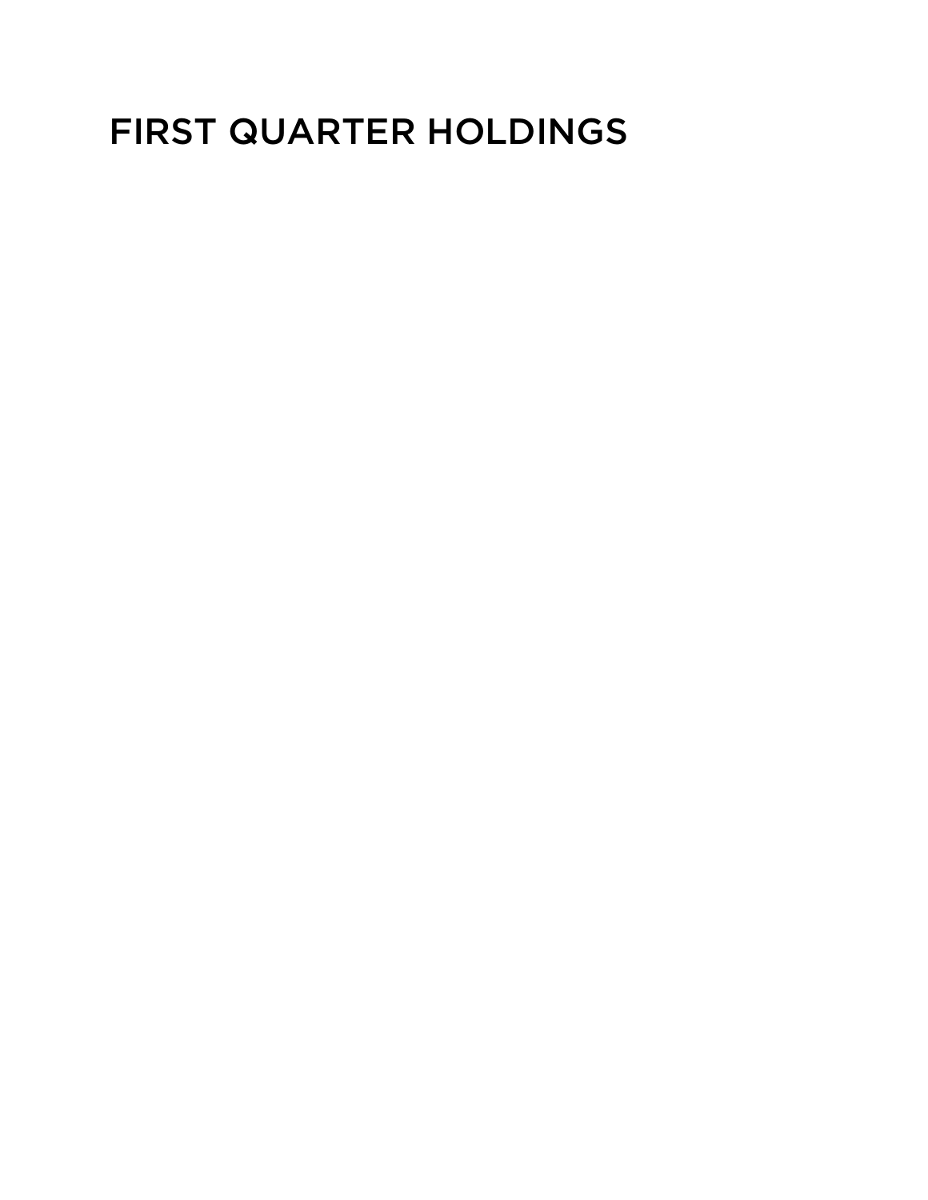# FIRST QUARTER HOLDINGS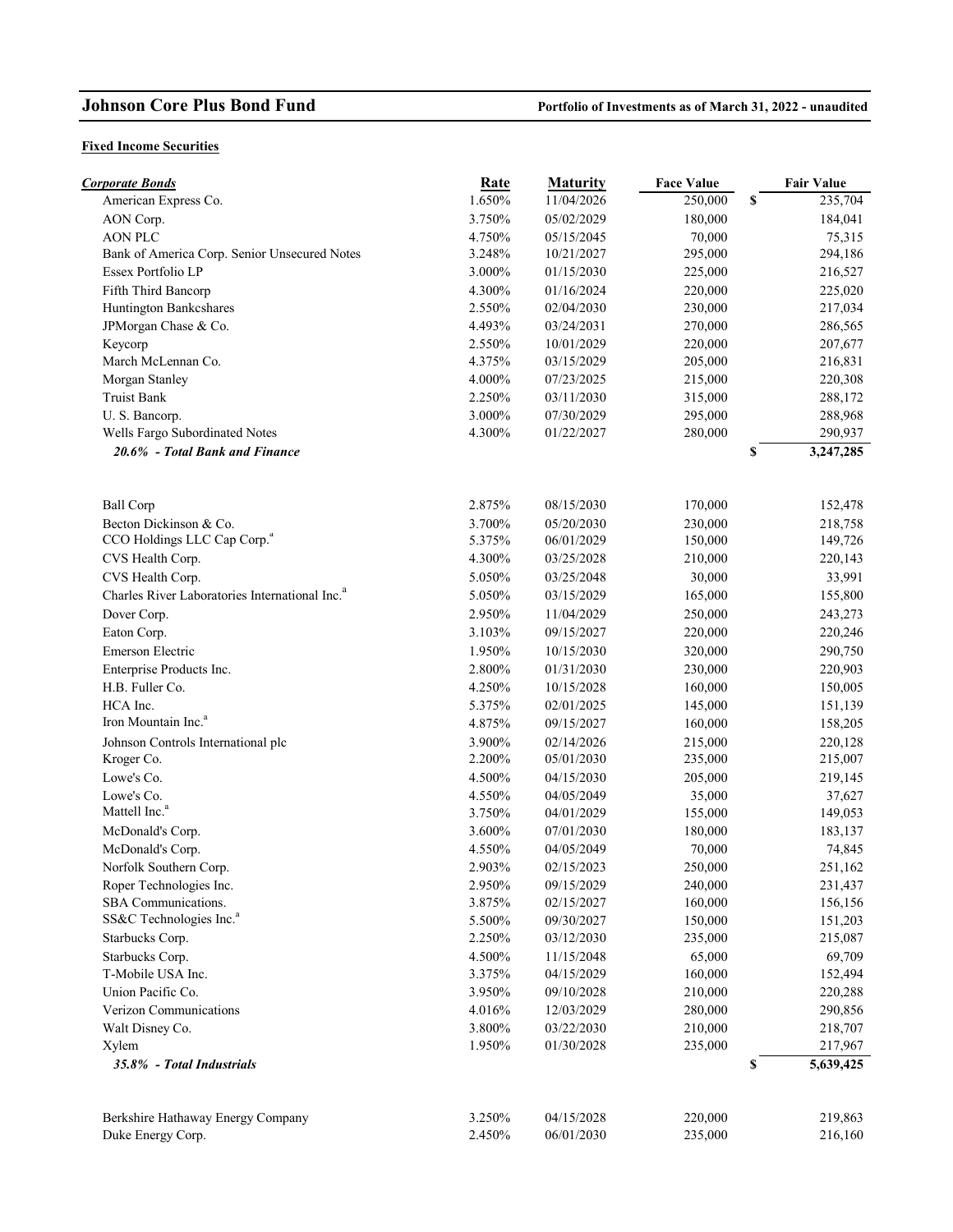## Johnson Core Plus Bond Fund

**Portfolio of Investments as of March 31, 2022 - unaudited**

### Fixed Income Securities

| *Corporate Bonds* | Rate | Maturity | Face Value | | Fair Value |
|---|---|---|---|---|---|
| American Express Co. | 1.650% | 11/04/2026 | 250,000 | $ | 235,704 |
| AON Corp. | 3.750% | 05/02/2029 | 180,000 | | 184,041 |
| AON PLC | 4.750% | 05/15/2045 | 70,000 | | 75,315 |
| Bank of America Corp. Senior Unsecured Notes | 3.248% | 10/21/2027 | 295,000 | | 294,186 |
| Essex Portfolio LP | 3.000% | 01/15/2030 | 225,000 | | 216,527 |
| Fifth Third Bancorp | 4.300% | 01/16/2024 | 220,000 | | 225,020 |
| Huntington Bankcshares | 2.550% | 02/04/2030 | 230,000 | | 217,034 |
| JPMorgan Chase & Co. | 4.493% | 03/24/2031 | 270,000 | | 286,565 |
| Keycorp | 2.550% | 10/01/2029 | 220,000 | | 207,677 |
| March McLennan Co. | 4.375% | 03/15/2029 | 205,000 | | 216,831 |
| Morgan Stanley | 4.000% | 07/23/2025 | 215,000 | | 220,308 |
| Truist Bank | 2.250% | 03/11/2030 | 315,000 | | 288,172 |
| U. S. Bancorp. | 3.000% | 07/30/2029 | 295,000 | | 288,968 |
| Wells Fargo Subordinated Notes | 4.300% | 01/22/2027 | 280,000 | | 290,937 |
| ***20.6% - Total Bank and Finance*** | | | | $ | **3,247,285** |
| | | | | | |
| Ball Corp | 2.875% | 08/15/2030 | 170,000 | | 152,478 |
| Becton Dickinson & Co. | 3.700% | 05/20/2030 | 230,000 | | 218,758 |
| CCO Holdings LLC Cap Corp.[a] | 5.375% | 06/01/2029 | 150,000 | | 149,726 |
| CVS Health Corp. | 4.300% | 03/25/2028 | 210,000 | | 220,143 |
| CVS Health Corp. | 5.050% | 03/25/2048 | 30,000 | | 33,991 |
| Charles River Laboratories International Inc.[a] | 5.050% | 03/15/2029 | 165,000 | | 155,800 |
| Dover Corp. | 2.950% | 11/04/2029 | 250,000 | | 243,273 |
| Eaton Corp. | 3.103% | 09/15/2027 | 220,000 | | 220,246 |
| Emerson Electric | 1.950% | 10/15/2030 | 320,000 | | 290,750 |
| Enterprise Products Inc. | 2.800% | 01/31/2030 | 230,000 | | 220,903 |
| H.B. Fuller Co. | 4.250% | 10/15/2028 | 160,000 | | 150,005 |
| HCA Inc. | 5.375% | 02/01/2025 | 145,000 | | 151,139 |
| Iron Mountain Inc.[a] | 4.875% | 09/15/2027 | 160,000 | | 158,205 |
| Johnson Controls International plc | 3.900% | 02/14/2026 | 215,000 | | 220,128 |
| Kroger Co. | 2.200% | 05/01/2030 | 235,000 | | 215,007 |
| Lowe's Co. | 4.500% | 04/15/2030 | 205,000 | | 219,145 |
| Lowe's Co. | 4.550% | 04/05/2049 | 35,000 | | 37,627 |
| Mattell Inc.[a] | 3.750% | 04/01/2029 | 155,000 | | 149,053 |
| McDonald's Corp. | 3.600% | 07/01/2030 | 180,000 | | 183,137 |
| McDonald's Corp. | 4.550% | 04/05/2049 | 70,000 | | 74,845 |
| Norfolk Southern Corp. | 2.903% | 02/15/2023 | 250,000 | | 251,162 |
| Roper Technologies Inc. | 2.950% | 09/15/2029 | 240,000 | | 231,437 |
| SBA Communications. | 3.875% | 02/15/2027 | 160,000 | | 156,156 |
| SS&C Technologies Inc.[a] | 5.500% | 09/30/2027 | 150,000 | | 151,203 |
| Starbucks Corp. | 2.250% | 03/12/2030 | 235,000 | | 215,087 |
| Starbucks Corp. | 4.500% | 11/15/2048 | 65,000 | | 69,709 |
| T-Mobile USA Inc. | 3.375% | 04/15/2029 | 160,000 | | 152,494 |
| Union Pacific Co. | 3.950% | 09/10/2028 | 210,000 | | 220,288 |
| Verizon Communications | 4.016% | 12/03/2029 | 280,000 | | 290,856 |
| Walt Disney Co. | 3.800% | 03/22/2030 | 210,000 | | 218,707 |
| Xylem | 1.950% | 01/30/2028 | 235,000 | | 217,967 |
| ***35.8% - Total Industrials*** | | | | $ | **5,639,425** |
| | | | | | |
| Berkshire Hathaway Energy Company | 3.250% | 04/15/2028 | 220,000 | | 219,863 |
| Duke Energy Corp. | 2.450% | 06/01/2030 | 235,000 | | 216,160 |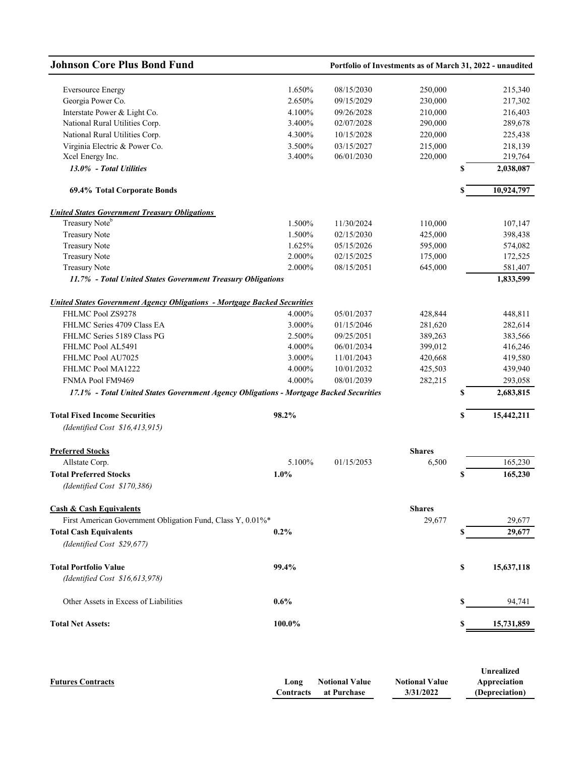## Johnson Core Plus Bond Fund

**Portfolio of Investments as of March 31, 2022 - unaudited**

| | | | | | |
|---|---|---|---|---|---|
| Eversource Energy | 1.650% | 08/15/2030 | 250,000 | | 215,340 |
| Georgia Power Co. | 2.650% | 09/15/2029 | 230,000 | | 217,302 |
| Interstate Power & Light Co. | 4.100% | 09/26/2028 | 210,000 | | 216,403 |
| National Rural Utilities Corp. | 3.400% | 02/07/2028 | 290,000 | | 289,678 |
| National Rural Utilities Corp. | 4.300% | 10/15/2028 | 220,000 | | 225,438 |
| Virginia Electric & Power Co. | 3.500% | 03/15/2027 | 215,000 | | 218,139 |
| Xcel Energy Inc. | 3.400% | 06/01/2030 | 220,000 | | 219,764 |
| ***13.0% - Total Utilities*** | | | | **$** | **2,038,087** |
| **69.4% Total Corporate Bonds** | | | | **$** | **10,924,797** |
| ***United States Government Treasury Obligations*** | | | | | |
| Treasury Note[b] | 1.500% | 11/30/2024 | 110,000 | | 107,147 |
| Treasury Note | 1.500% | 02/15/2030 | 425,000 | | 398,438 |
| Treasury Note | 1.625% | 05/15/2026 | 595,000 | | 574,082 |
| Treasury Note | 2.000% | 02/15/2025 | 175,000 | | 172,525 |
| Treasury Note | 2.000% | 08/15/2051 | 645,000 | | 581,407 |
| ***11.7% - Total United States Government Treasury Obligations*** | | | | | **1,833,599** |
| ***United States Government Agency Obligations - Mortgage Backed Securities*** | | | | | |
| FHLMC Pool ZS9278 | 4.000% | 05/01/2037 | 428,844 | | 448,811 |
| FHLMC Series 4709 Class EA | 3.000% | 01/15/2046 | 281,620 | | 282,614 |
| FHLMC Series 5189 Class PG | 2.500% | 09/25/2051 | 389,263 | | 383,566 |
| FHLMC Pool AL5491 | 4.000% | 06/01/2034 | 399,012 | | 416,246 |
| FHLMC Pool AU7025 | 3.000% | 11/01/2043 | 420,668 | | 419,580 |
| FHLMC Pool MA1222 | 4.000% | 10/01/2032 | 425,503 | | 439,940 |
| FNMA Pool FM9469 | 4.000% | 08/01/2039 | 282,215 | | 293,058 |
| ***17.1% - Total United States Government Agency Obligations - Mortgage Backed Securities*** | | | | **$** | **2,683,815** |
| **Total Fixed Income Securities** | **98.2%** | | | **$** | **15,442,211** |
| *(Identified Cost $16,413,915)* | | | | | |
| **Preferred Stocks** | | | **Shares** | | |
| Allstate Corp. | 5.100% | 01/15/2053 | 6,500 | | 165,230 |
| **Total Preferred Stocks** | **1.0%** | | | **$** | **165,230** |
| *(Identified Cost $170,386)* | | | | | |
| **Cash & Cash Equivalents** | | | **Shares** | | |
| First American Government Obligation Fund, Class Y, 0.01%* | | | 29,677 | | 29,677 |
| **Total Cash Equivalents** | **0.2%** | | | **$** | **29,677** |
| *(Identified Cost $29,677)* | | | | | |
| **Total Portfolio Value** | **99.4%** | | | **$** | **15,637,118** |
| *(Identified Cost $16,613,978)* | | | | | |
| Other Assets in Excess of Liabilities | **0.6%** | | | **$** | 94,741 |
| **Total Net Assets:** | **100.0%** | | | **$** | **15,731,859** |

| **Futures Contracts** | **Long Contracts** | **Notional Value at Purchase** | **Notional Value 3/31/2022** | **Unrealized Appreciation (Depreciation)** |
|---|---|---|---|---|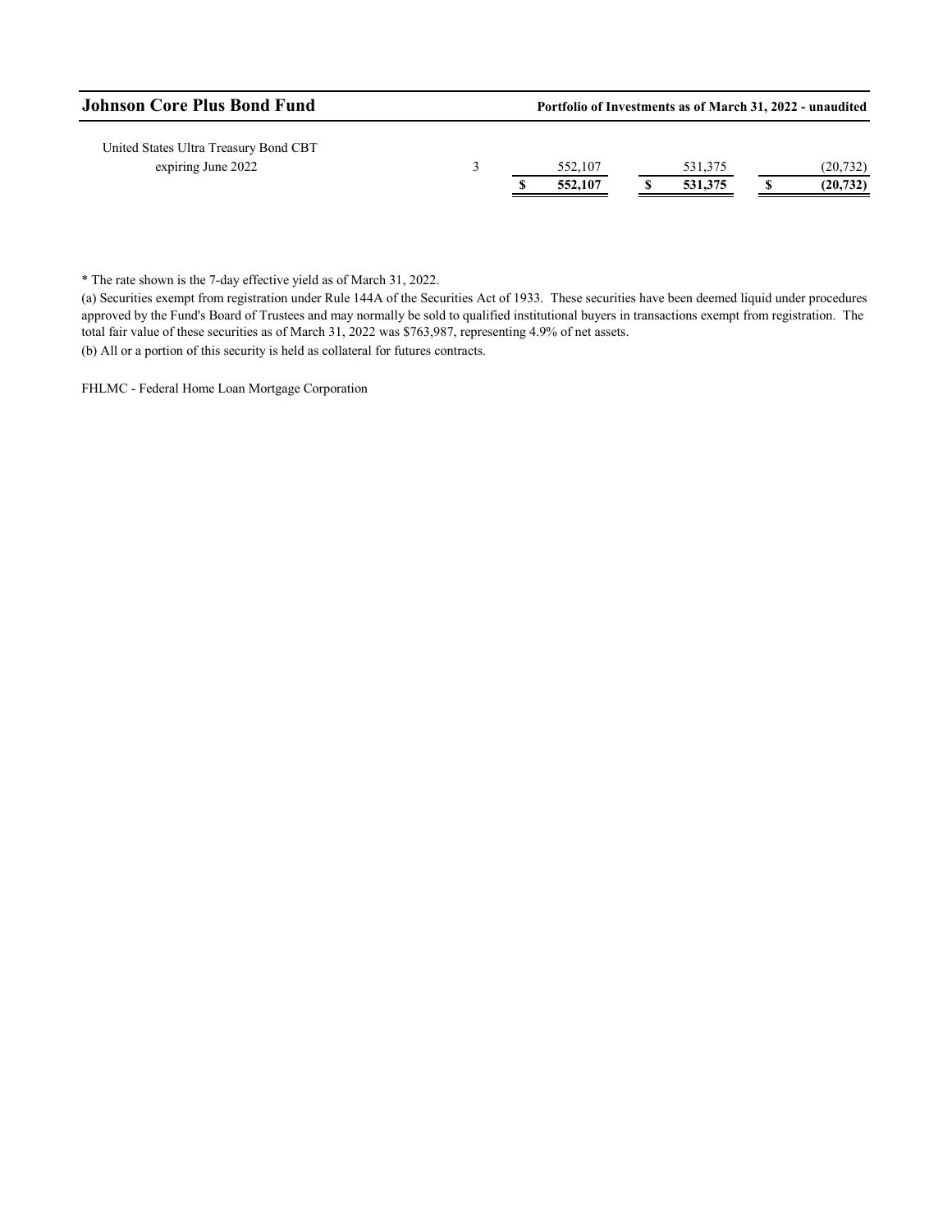| | | | | |
|---|---|---|---|---|
| United States Ultra Treasury Bond CBT expiring June 2022 | 3 | 552,107 | 531,375 | (20,732) |
| | | **$ 552,107** | **$ 531,375** | **$ (20,732)** |

\* The rate shown is the 7-day effective yield as of March 31, 2022.

(a) Securities exempt from registration under Rule 144A of the Securities Act of 1933. These securities have been deemed liquid under procedures approved by the Fund's Board of Trustees and may normally be sold to qualified institutional buyers in transactions exempt from registration. The total fair value of these securities as of March 31, 2022 was $763,987, representing 4.9% of net assets.

(b) All or a portion of this security is held as collateral for futures contracts.

FHLMC - Federal Home Loan Mortgage Corporation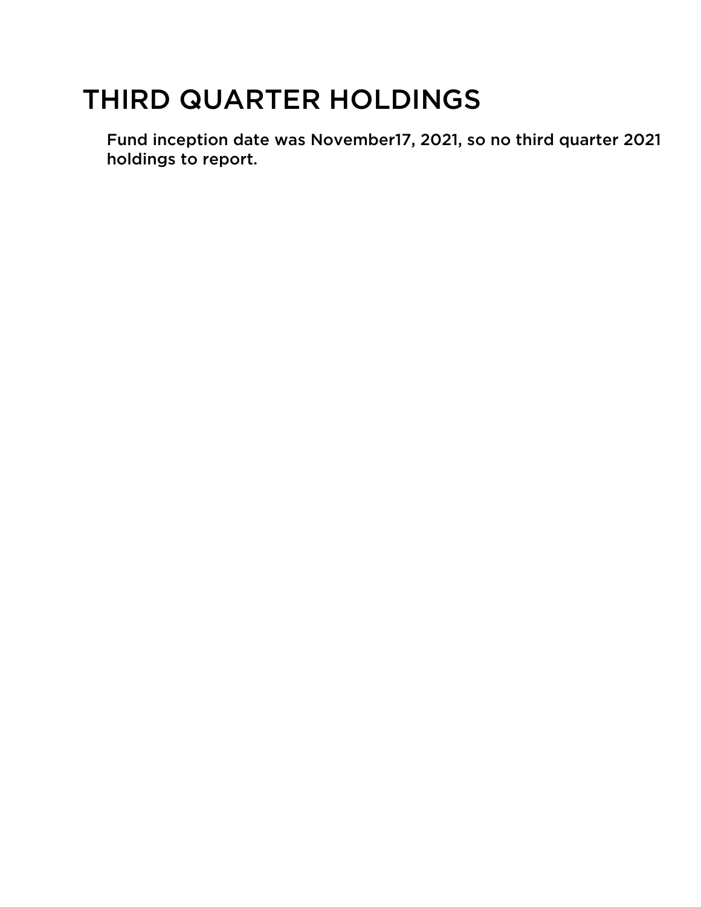# THIRD QUARTER HOLDINGS

**Fund inception date was November17, 2021, so no third quarter 2021 holdings to report.**